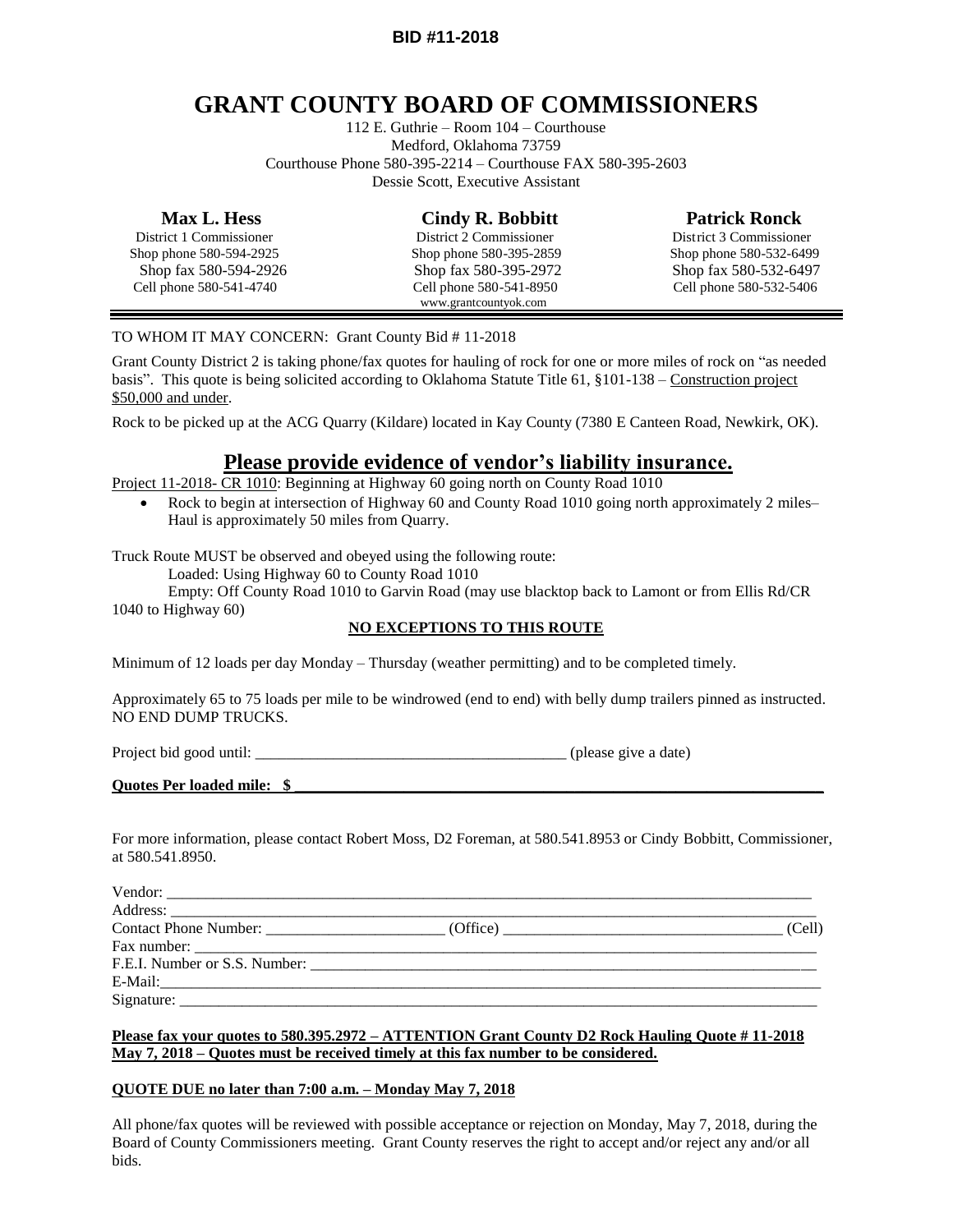**BID #11-2018**

# GRANT COUNTY BOARD OF COMMISSIONERS

112 E. Guthrie – Room 104 – Courthouse
Medford, Oklahoma 73759
Courthouse Phone 580-395-2214 – Courthouse FAX 580-395-2603
Dessie Scott, Executive Assistant

| **Max L. Hess** | **Cindy R. Bobbitt** | **Patrick Ronck** |
|---|---|---|
| District 1 Commissioner | District 2 Commissioner | District 3 Commissioner |
| Shop phone 580-594-2925 | Shop phone 580-395-2859 | Shop phone 580-532-6499 |
| Shop fax 580-594-2926 | Shop fax 580-395-2972 | Shop fax 580-532-6497 |
| Cell phone 580-541-4740 | Cell phone 580-541-8950 | Cell phone 580-532-5406 |
| | www.grantcountyok.com | |

---

TO WHOM IT MAY CONCERN: Grant County Bid # 11-2018

Grant County District 2 is taking phone/fax quotes for hauling of rock for one or more miles of rock on "as needed basis". This quote is being solicited according to Oklahoma Statute Title 61, §101-138 – Construction project $50,000 and under.

Rock to be picked up at the ACG Quarry (Kildare) located in Kay County (7380 E Canteen Road, Newkirk, OK).

## Please provide evidence of vendor's liability insurance.

Project 11-2018- CR 1010: Beginning at Highway 60 going north on County Road 1010

- Rock to begin at intersection of Highway 60 and County Road 1010 going north approximately 2 miles– Haul is approximately 50 miles from Quarry.

Truck Route MUST be observed and obeyed using the following route:

Loaded: Using Highway 60 to County Road 1010

Empty: Off County Road 1010 to Garvin Road (may use blacktop back to Lamont or from Ellis Rd/CR 1040 to Highway 60)

**NO EXCEPTIONS TO THIS ROUTE**

Minimum of 12 loads per day Monday – Thursday (weather permitting) and to be completed timely.

Approximately 65 to 75 loads per mile to be windrowed (end to end) with belly dump trailers pinned as instructed. NO END DUMP TRUCKS.

Project bid good until: _______________________________________ (please give a date)

**Quotes Per loaded mile: $ _______________________________________________________________**

For more information, please contact Robert Moss, D2 Foreman, at 580.541.8953 or Cindy Bobbitt, Commissioner, at 580.541.8950.

Vendor: _______________________________________________________________________________

Address: ______________________________________________________________________________

Contact Phone Number: ______________________ (Office) __________________________________ (Cell)

Fax number: ___________________________________________________________________________

F.E.I. Number or S.S. Number: ___________________________________________________________

E-Mail:________________________________________________________________________________

Signature: _____________________________________________________________________________

**Please fax your quotes to 580.395.2972 – ATTENTION Grant County D2 Rock Hauling Quote # 11-2018 May 7, 2018 – Quotes must be received timely at this fax number to be considered.**

**QUOTE DUE no later than 7:00 a.m. – Monday May 7, 2018**

All phone/fax quotes will be reviewed with possible acceptance or rejection on Monday, May 7, 2018, during the Board of County Commissioners meeting. Grant County reserves the right to accept and/or reject any and/or all bids.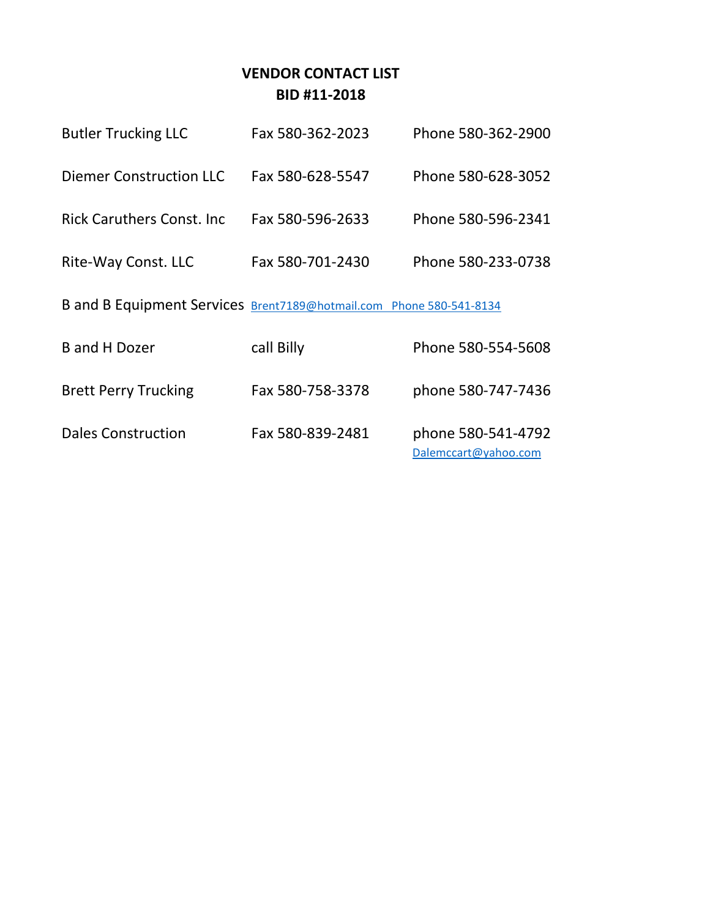# VENDOR CONTACT LIST
## BID #11-2018

| | | |
|---|---|---|
| Butler Trucking LLC | Fax 580-362-2023 | Phone 580-362-2900 |
| Diemer Construction LLC | Fax 580-628-5547 | Phone 580-628-3052 |
| Rick Caruthers Const. Inc | Fax 580-596-2633 | Phone 580-596-2341 |
| Rite-Way Const. LLC | Fax 580-701-2430 | Phone 580-233-0738 |
| B and B Equipment Services | Brent7189@hotmail.com | Phone 580-541-8134 |
| B and H Dozer | call Billy | Phone 580-554-5608 |
| Brett Perry Trucking | Fax 580-758-3378 | phone 580-747-7436 |
| Dales Construction | Fax 580-839-2481 | phone 580-541-4792 Dalemccart@yahoo.com |